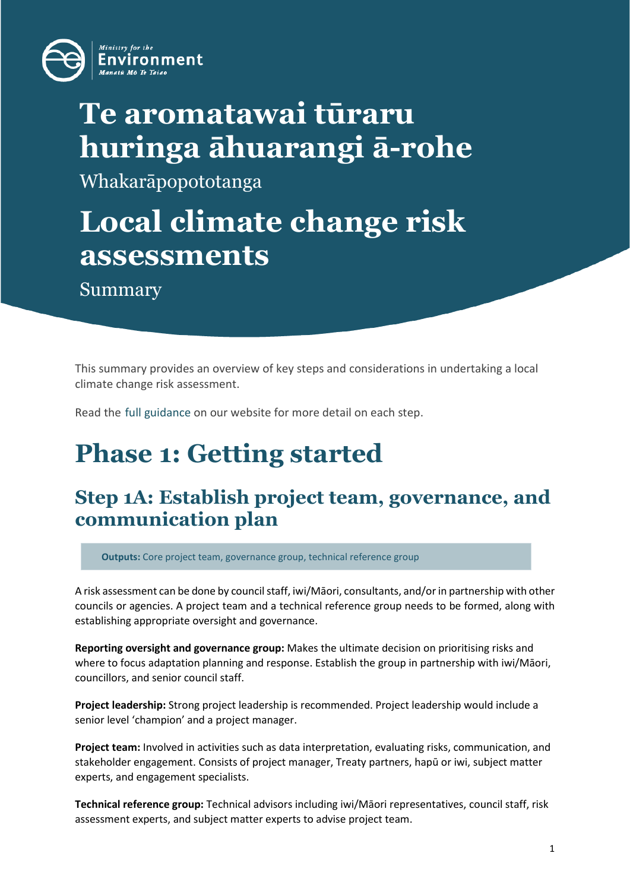# Te aromatawai tūraru huringa āhuarangi ā-rohe

Whakarāpopototanga

# Local climate change risk assessments

Summary

This summary provides an overview of key steps and considerations in undertaking a local climate change risk assessment.

Read the full guidance on our website for more detail on each step.

# Phase 1: Getting started

## Step 1A: Establish project team, governance, and communication plan

**Outputs:** Core project team, governance group, technical reference group

A risk assessment can be done by council staff, iwi/Māori, consultants, and/or in partnership with other councils or agencies. A project team and a technical reference group needs to be formed, along with establishing appropriate oversight and governance.

**Reporting oversight and governance group:** Makes the ultimate decision on prioritising risks and where to focus adaptation planning and response. Establish the group in partnership with iwi/Māori, councillors, and senior council staff.

**Project leadership:** Strong project leadership is recommended. Project leadership would include a senior level 'champion' and a project manager.

**Project team:** Involved in activities such as data interpretation, evaluating risks, communication, and stakeholder engagement. Consists of project manager, Treaty partners, hapū or iwi, subject matter experts, and engagement specialists.

**Technical reference group:** Technical advisors including iwi/Māori representatives, council staff, risk assessment experts, and subject matter experts to advise project team.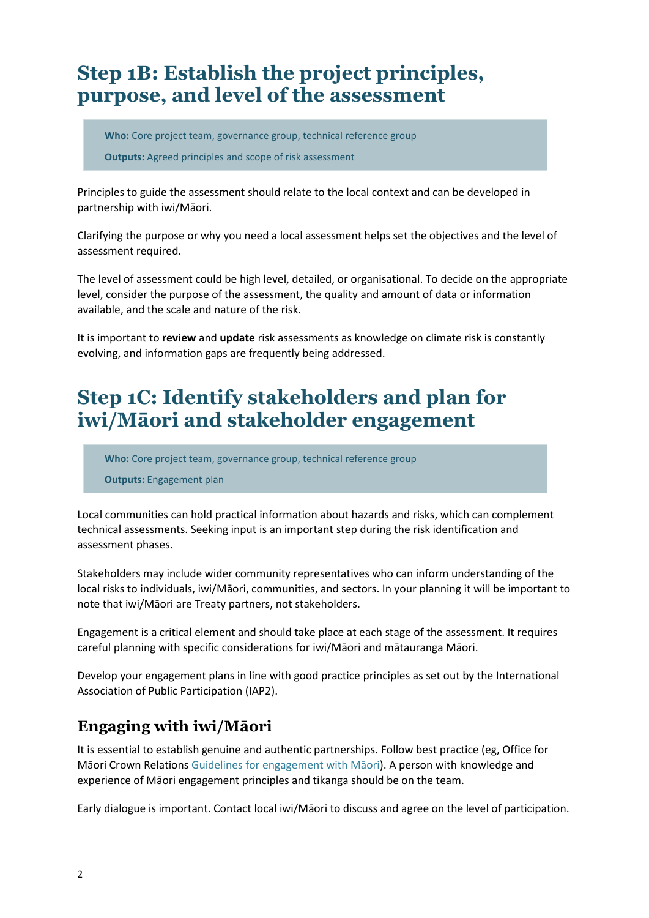## Step 1B: Establish the project principles, purpose, and level of the assessment

**Who:** Core project team, governance group, technical reference group

**Outputs:** Agreed principles and scope of risk assessment

Principles to guide the assessment should relate to the local context and can be developed in partnership with iwi/Māori.

Clarifying the purpose or why you need a local assessment helps set the objectives and the level of assessment required.

The level of assessment could be high level, detailed, or organisational. To decide on the appropriate level, consider the purpose of the assessment, the quality and amount of data or information available, and the scale and nature of the risk.

It is important to **review** and **update** risk assessments as knowledge on climate risk is constantly evolving, and information gaps are frequently being addressed.

## Step 1C: Identify stakeholders and plan for iwi/Māori and stakeholder engagement

**Who:** Core project team, governance group, technical reference group

**Outputs:** Engagement plan

Local communities can hold practical information about hazards and risks, which can complement technical assessments. Seeking input is an important step during the risk identification and assessment phases.

Stakeholders may include wider community representatives who can inform understanding of the local risks to individuals, iwi/Māori, communities, and sectors. In your planning it will be important to note that iwi/Māori are Treaty partners, not stakeholders.

Engagement is a critical element and should take place at each stage of the assessment. It requires careful planning with specific considerations for iwi/Māori and mātauranga Māori.

Develop your engagement plans in line with good practice principles as set out by the International Association of Public Participation (IAP2).

### Engaging with iwi/Māori

It is essential to establish genuine and authentic partnerships. Follow best practice (eg, Office for Māori Crown Relations Guidelines for engagement with Māori). A person with knowledge and experience of Māori engagement principles and tikanga should be on the team.

Early dialogue is important. Contact local iwi/Māori to discuss and agree on the level of participation.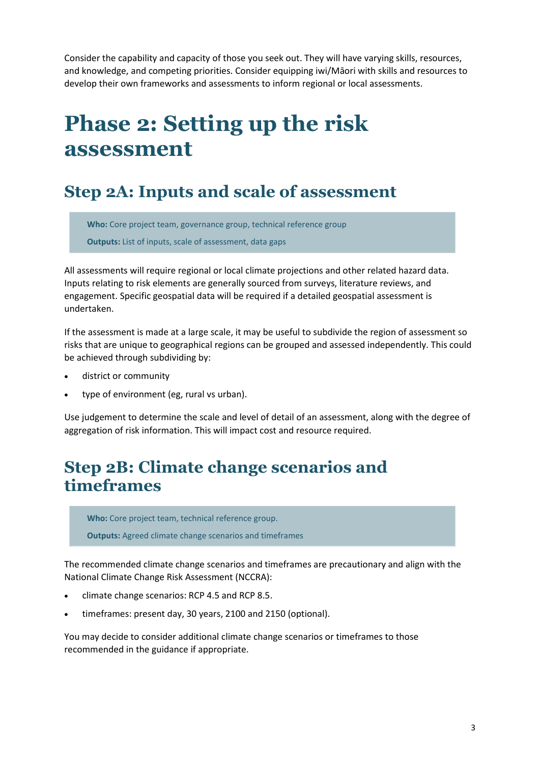Consider the capability and capacity of those you seek out. They will have varying skills, resources, and knowledge, and competing priorities. Consider equipping iwi/Māori with skills and resources to develop their own frameworks and assessments to inform regional or local assessments.

# Phase 2: Setting up the risk assessment

## Step 2A: Inputs and scale of assessment

> **Who:** Core project team, governance group, technical reference group
>
> **Outputs:** List of inputs, scale of assessment, data gaps

All assessments will require regional or local climate projections and other related hazard data. Inputs relating to risk elements are generally sourced from surveys, literature reviews, and engagement. Specific geospatial data will be required if a detailed geospatial assessment is undertaken.

If the assessment is made at a large scale, it may be useful to subdivide the region of assessment so risks that are unique to geographical regions can be grouped and assessed independently. This could be achieved through subdividing by:

- district or community
- type of environment (eg, rural vs urban).

Use judgement to determine the scale and level of detail of an assessment, along with the degree of aggregation of risk information. This will impact cost and resource required.

## Step 2B: Climate change scenarios and timeframes

> **Who:** Core project team, technical reference group.
>
> **Outputs:** Agreed climate change scenarios and timeframes

The recommended climate change scenarios and timeframes are precautionary and align with the National Climate Change Risk Assessment (NCCRA):

- climate change scenarios: RCP 4.5 and RCP 8.5.
- timeframes: present day, 30 years, 2100 and 2150 (optional).

You may decide to consider additional climate change scenarios or timeframes to those recommended in the guidance if appropriate.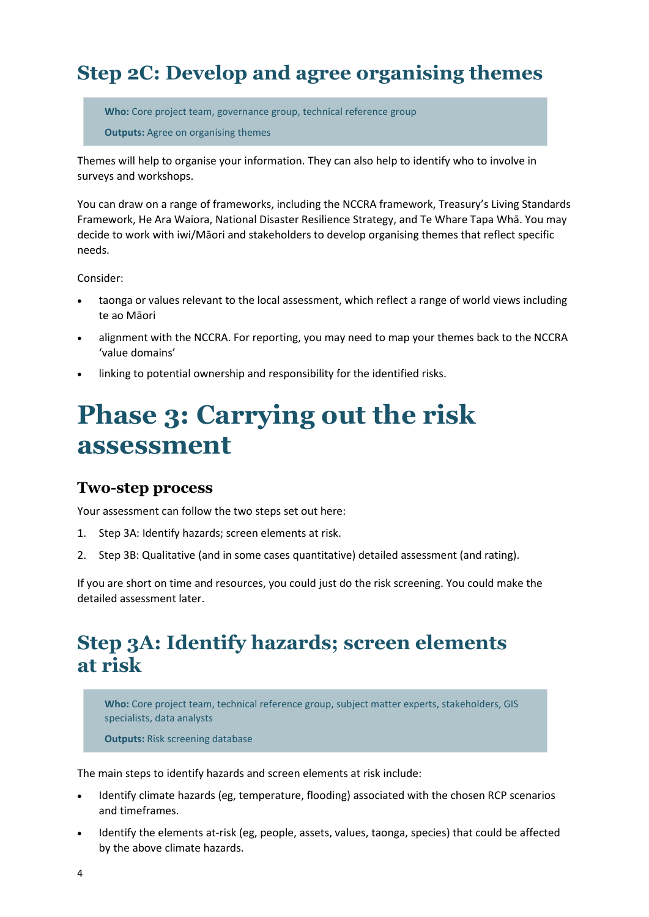## Step 2C: Develop and agree organising themes

> **Who:** Core project team, governance group, technical reference group
>
> **Outputs:** Agree on organising themes

Themes will help to organise your information. They can also help to identify who to involve in surveys and workshops.

You can draw on a range of frameworks, including the NCCRA framework, Treasury's Living Standards Framework, He Ara Waiora, National Disaster Resilience Strategy, and Te Whare Tapa Whā. You may decide to work with iwi/Māori and stakeholders to develop organising themes that reflect specific needs.

Consider:

- taonga or values relevant to the local assessment, which reflect a range of world views including te ao Māori
- alignment with the NCCRA. For reporting, you may need to map your themes back to the NCCRA 'value domains'
- linking to potential ownership and responsibility for the identified risks.

# Phase 3: Carrying out the risk assessment

### Two-step process

Your assessment can follow the two steps set out here:

1. Step 3A: Identify hazards; screen elements at risk.
2. Step 3B: Qualitative (and in some cases quantitative) detailed assessment (and rating).

If you are short on time and resources, you could just do the risk screening. You could make the detailed assessment later.

## Step 3A: Identify hazards; screen elements at risk

> **Who:** Core project team, technical reference group, subject matter experts, stakeholders, GIS specialists, data analysts
>
> **Outputs:** Risk screening database

The main steps to identify hazards and screen elements at risk include:

- Identify climate hazards (eg, temperature, flooding) associated with the chosen RCP scenarios and timeframes.
- Identify the elements at-risk (eg, people, assets, values, taonga, species) that could be affected by the above climate hazards.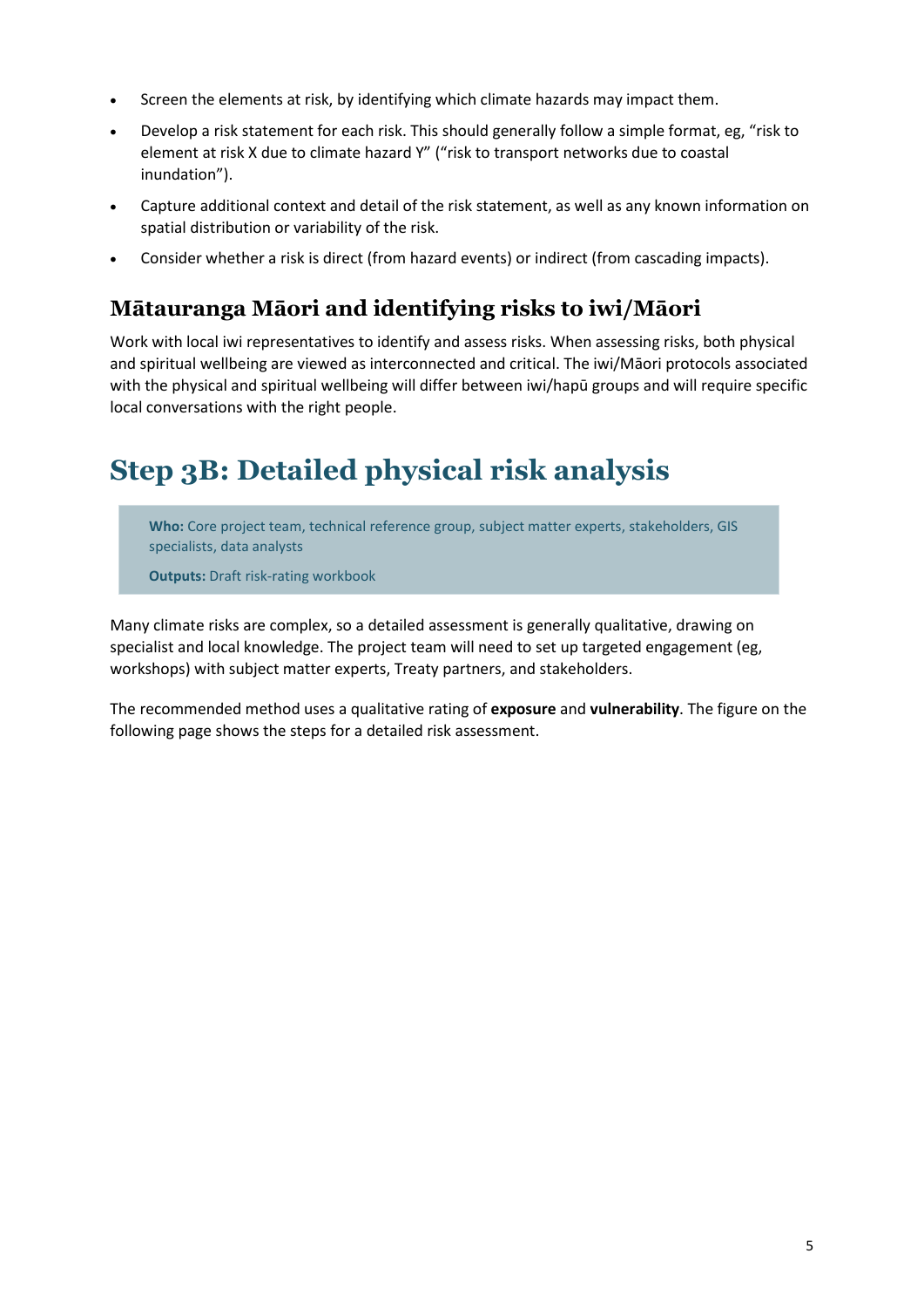- Screen the elements at risk, by identifying which climate hazards may impact them.
- Develop a risk statement for each risk. This should generally follow a simple format, eg, "risk to element at risk X due to climate hazard Y" ("risk to transport networks due to coastal inundation").
- Capture additional context and detail of the risk statement, as well as any known information on spatial distribution or variability of the risk.
- Consider whether a risk is direct (from hazard events) or indirect (from cascading impacts).

## Mātauranga Māori and identifying risks to iwi/Māori

Work with local iwi representatives to identify and assess risks. When assessing risks, both physical and spiritual wellbeing are viewed as interconnected and critical. The iwi/Māori protocols associated with the physical and spiritual wellbeing will differ between iwi/hapū groups and will require specific local conversations with the right people.

# Step 3B: Detailed physical risk analysis

> **Who:** Core project team, technical reference group, subject matter experts, stakeholders, GIS specialists, data analysts
>
> **Outputs:** Draft risk-rating workbook

Many climate risks are complex, so a detailed assessment is generally qualitative, drawing on specialist and local knowledge. The project team will need to set up targeted engagement (eg, workshops) with subject matter experts, Treaty partners, and stakeholders.

The recommended method uses a qualitative rating of **exposure** and **vulnerability**. The figure on the following page shows the steps for a detailed risk assessment.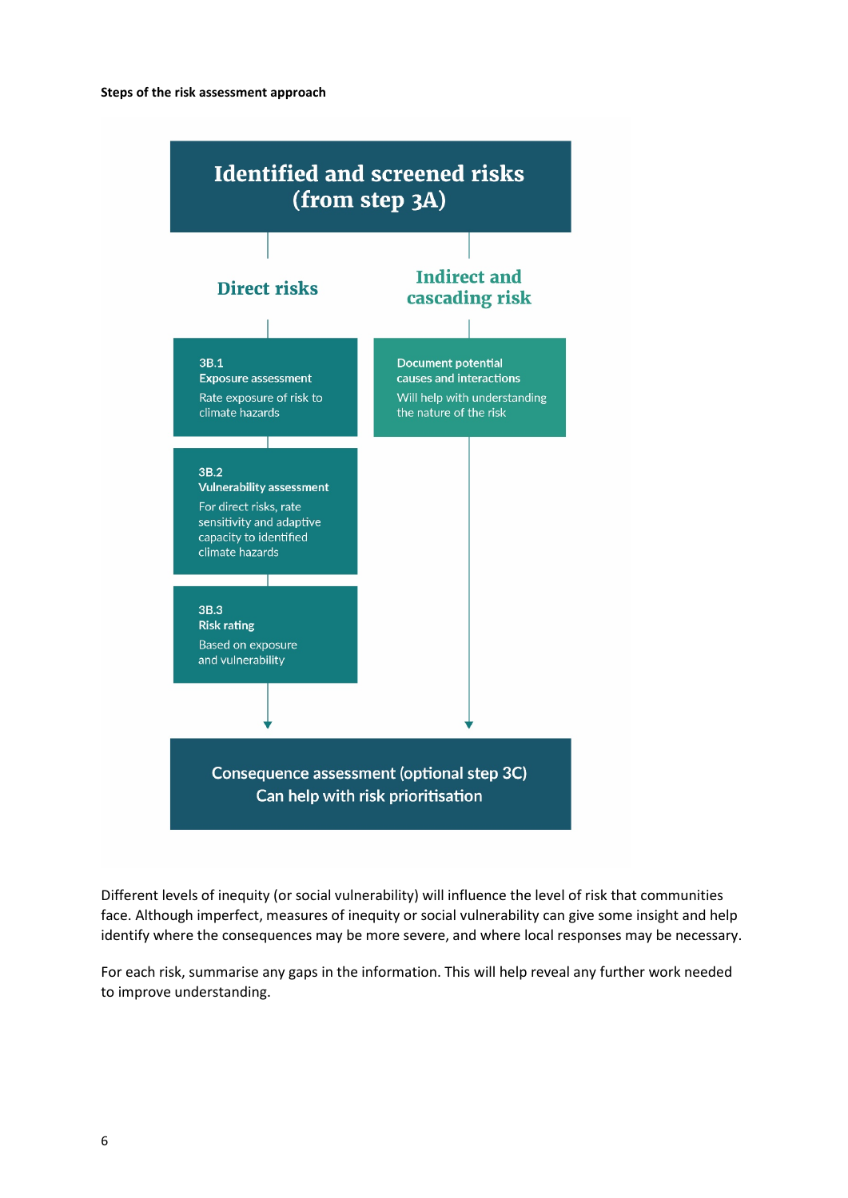**Steps of the risk assessment approach**

**Identified and screened risks (from step 3A)**

**Direct risks**

- **3B.1 Exposure assessment**
  Rate exposure of risk to climate hazards
- **3B.2 Vulnerability assessment**
  For direct risks, rate sensitivity and adaptive capacity to identified climate hazards
- **3B.3 Risk rating**
  Based on exposure and vulnerability

**Indirect and cascading risk**

- **Document potential causes and interactions**
  Will help with understanding the nature of the risk

**Consequence assessment (optional step 3C)**
Can help with risk prioritisation

Different levels of inequity (or social vulnerability) will influence the level of risk that communities face. Although imperfect, measures of inequity or social vulnerability can give some insight and help identify where the consequences may be more severe, and where local responses may be necessary.

For each risk, summarise any gaps in the information. This will help reveal any further work needed to improve understanding.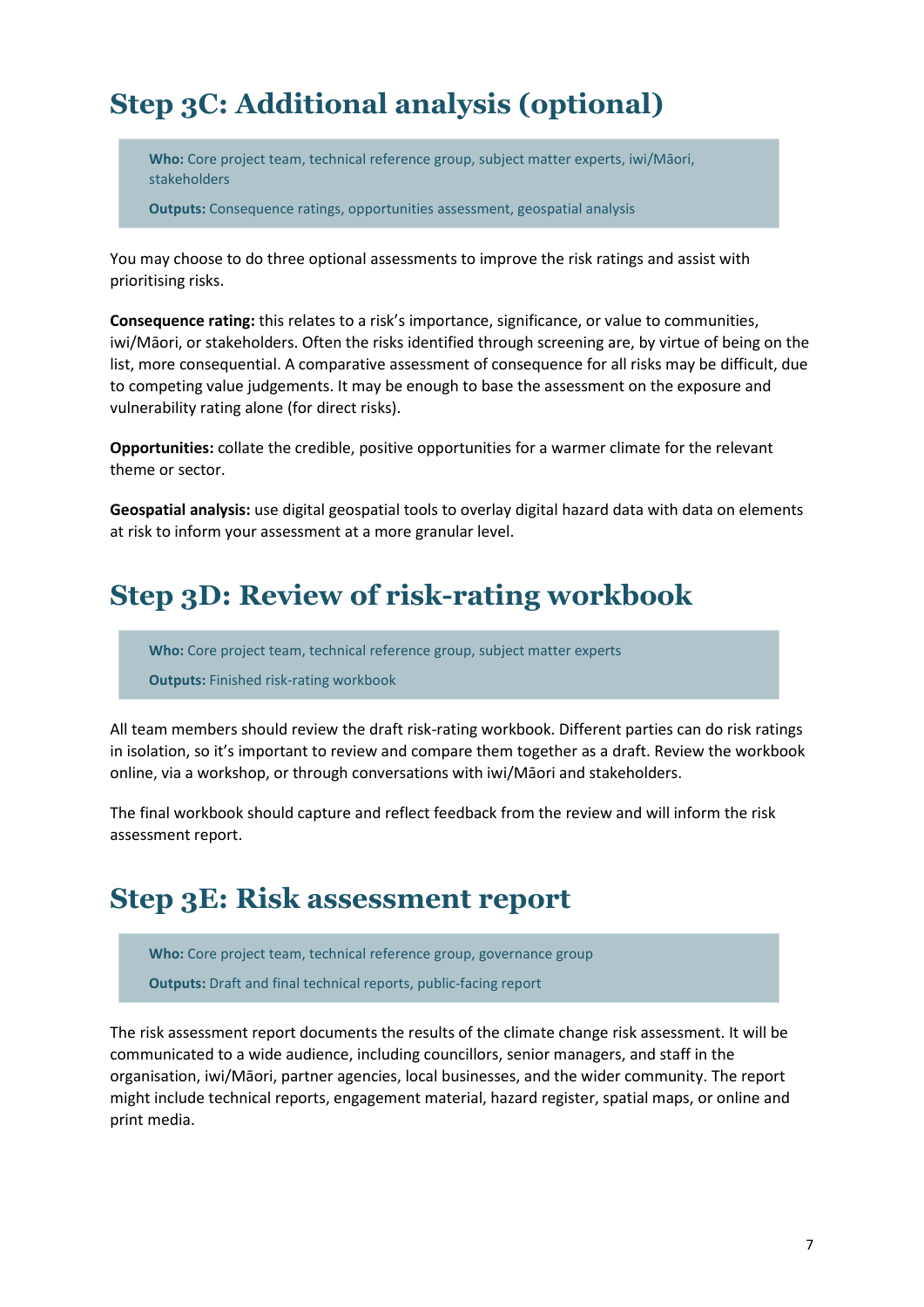## Step 3C: Additional analysis (optional)

> **Who:** Core project team, technical reference group, subject matter experts, iwi/Māori, stakeholders
>
> **Outputs:** Consequence ratings, opportunities assessment, geospatial analysis

You may choose to do three optional assessments to improve the risk ratings and assist with prioritising risks.

**Consequence rating:** this relates to a risk's importance, significance, or value to communities, iwi/Māori, or stakeholders. Often the risks identified through screening are, by virtue of being on the list, more consequential. A comparative assessment of consequence for all risks may be difficult, due to competing value judgements. It may be enough to base the assessment on the exposure and vulnerability rating alone (for direct risks).

**Opportunities:** collate the credible, positive opportunities for a warmer climate for the relevant theme or sector.

**Geospatial analysis:** use digital geospatial tools to overlay digital hazard data with data on elements at risk to inform your assessment at a more granular level.

## Step 3D: Review of risk-rating workbook

> **Who:** Core project team, technical reference group, subject matter experts
>
> **Outputs:** Finished risk-rating workbook

All team members should review the draft risk-rating workbook. Different parties can do risk ratings in isolation, so it's important to review and compare them together as a draft. Review the workbook online, via a workshop, or through conversations with iwi/Māori and stakeholders.

The final workbook should capture and reflect feedback from the review and will inform the risk assessment report.

## Step 3E: Risk assessment report

> **Who:** Core project team, technical reference group, governance group
>
> **Outputs:** Draft and final technical reports, public-facing report

The risk assessment report documents the results of the climate change risk assessment. It will be communicated to a wide audience, including councillors, senior managers, and staff in the organisation, iwi/Māori, partner agencies, local businesses, and the wider community. The report might include technical reports, engagement material, hazard register, spatial maps, or online and print media.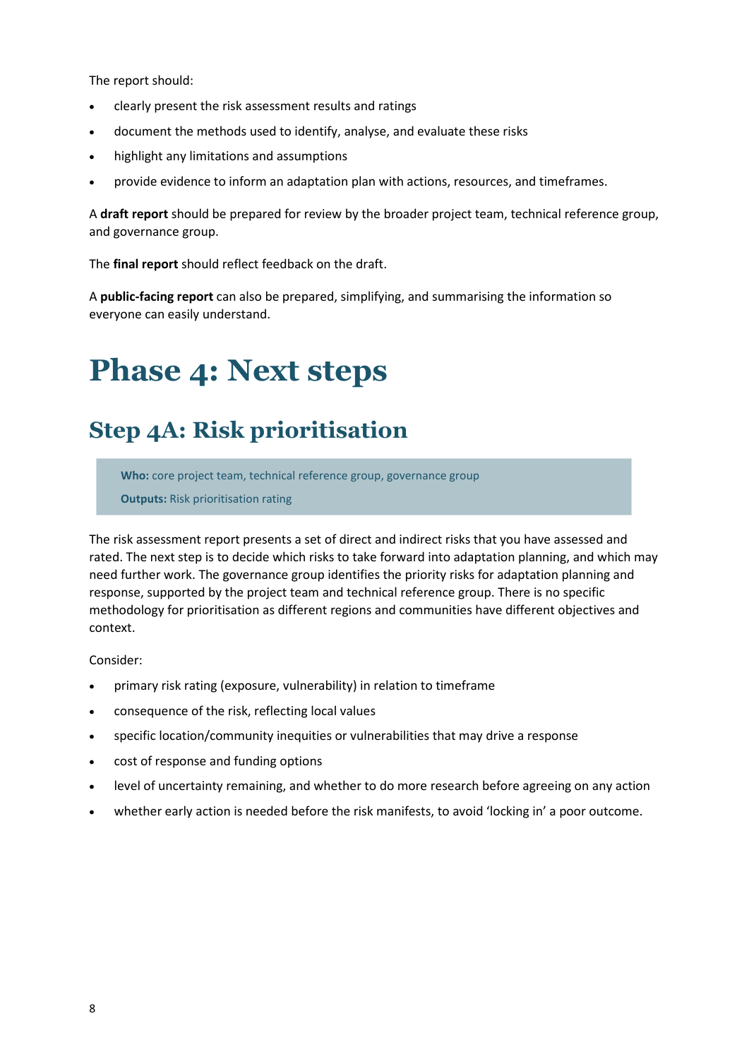The report should:

- clearly present the risk assessment results and ratings
- document the methods used to identify, analyse, and evaluate these risks
- highlight any limitations and assumptions
- provide evidence to inform an adaptation plan with actions, resources, and timeframes.

A **draft report** should be prepared for review by the broader project team, technical reference group, and governance group.

The **final report** should reflect feedback on the draft.

A **public-facing report** can also be prepared, simplifying, and summarising the information so everyone can easily understand.

# Phase 4: Next steps

## Step 4A: Risk prioritisation

> **Who:** core project team, technical reference group, governance group
>
> **Outputs:** Risk prioritisation rating

The risk assessment report presents a set of direct and indirect risks that you have assessed and rated. The next step is to decide which risks to take forward into adaptation planning, and which may need further work. The governance group identifies the priority risks for adaptation planning and response, supported by the project team and technical reference group. There is no specific methodology for prioritisation as different regions and communities have different objectives and context.

Consider:

- primary risk rating (exposure, vulnerability) in relation to timeframe
- consequence of the risk, reflecting local values
- specific location/community inequities or vulnerabilities that may drive a response
- cost of response and funding options
- level of uncertainty remaining, and whether to do more research before agreeing on any action
- whether early action is needed before the risk manifests, to avoid 'locking in' a poor outcome.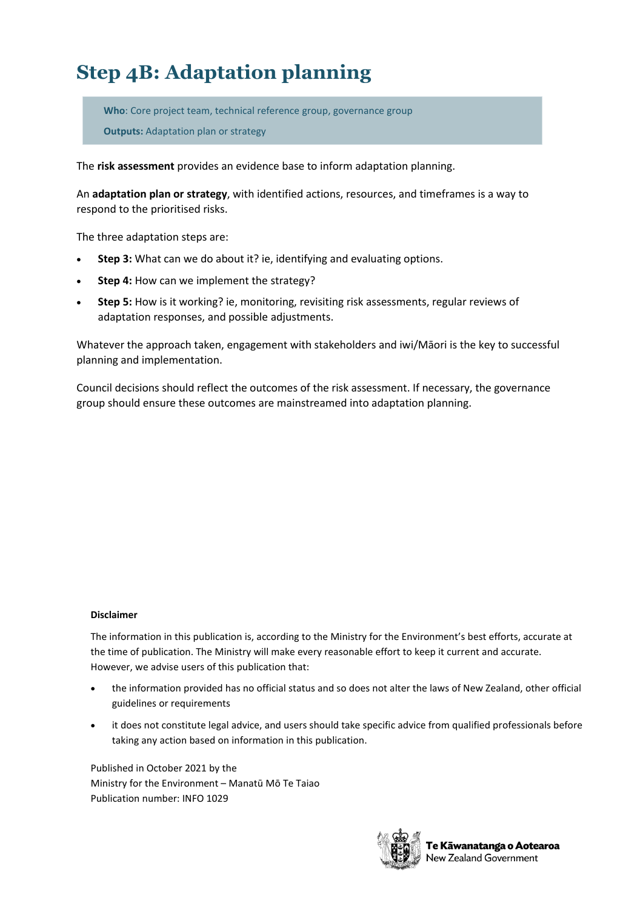# Step 4B: Adaptation planning

> **Who**: Core project team, technical reference group, governance group
>
> **Outputs:** Adaptation plan or strategy

The **risk assessment** provides an evidence base to inform adaptation planning.

An **adaptation plan or strategy**, with identified actions, resources, and timeframes is a way to respond to the prioritised risks.

The three adaptation steps are:

- **Step 3:** What can we do about it? ie, identifying and evaluating options.
- **Step 4:** How can we implement the strategy?
- **Step 5:** How is it working? ie, monitoring, revisiting risk assessments, regular reviews of adaptation responses, and possible adjustments.

Whatever the approach taken, engagement with stakeholders and iwi/Māori is the key to successful planning and implementation.

Council decisions should reflect the outcomes of the risk assessment. If necessary, the governance group should ensure these outcomes are mainstreamed into adaptation planning.

**Disclaimer**

The information in this publication is, according to the Ministry for the Environment's best efforts, accurate at the time of publication. The Ministry will make every reasonable effort to keep it current and accurate. However, we advise users of this publication that:

- the information provided has no official status and so does not alter the laws of New Zealand, other official guidelines or requirements
- it does not constitute legal advice, and users should take specific advice from qualified professionals before taking any action based on information in this publication.

Published in October 2021 by the
Ministry for the Environment – Manatū Mō Te Taiao
Publication number: INFO 1029

Te Kāwanatanga o Aotearoa
New Zealand Government